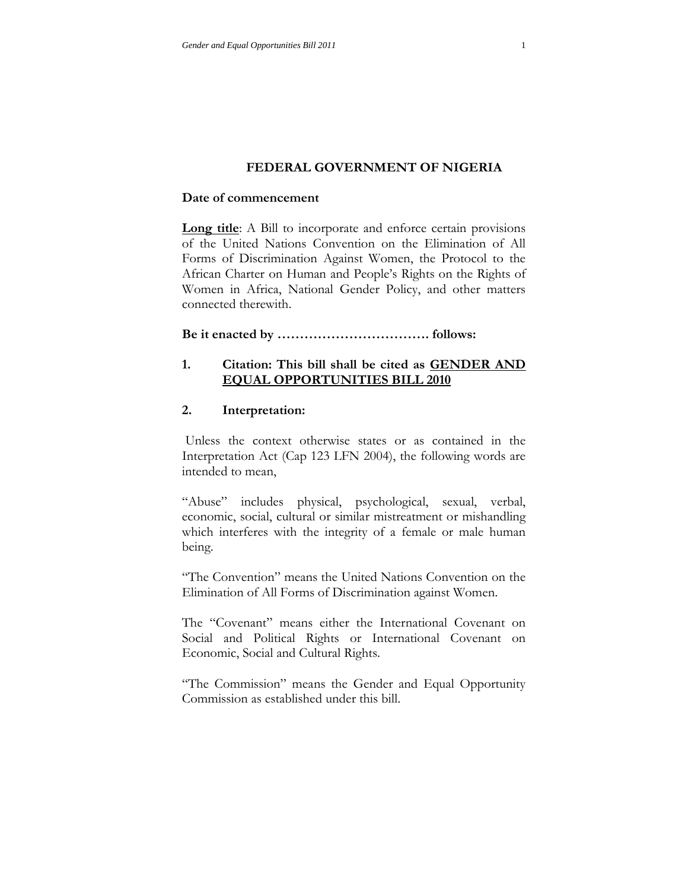# FEDERAL GOVERNMENT OF NIGERIA

**Date of commencement**

**Long title**: A Bill to incorporate and enforce certain provisions of the United Nations Convention on the Elimination of All Forms of Discrimination Against Women, the Protocol to the African Charter on Human and People's Rights on the Rights of Women in Africa, National Gender Policy, and other matters connected therewith.

**Be it enacted by ……………………………. follows:**

## 1. Citation: This bill shall be cited as GENDER AND EQUAL OPPORTUNITIES BILL 2010

## 2. Interpretation:

Unless the context otherwise states or as contained in the Interpretation Act (Cap 123 LFN 2004), the following words are intended to mean,

"Abuse" includes physical, psychological, sexual, verbal, economic, social, cultural or similar mistreatment or mishandling which interferes with the integrity of a female or male human being.

"The Convention" means the United Nations Convention on the Elimination of All Forms of Discrimination against Women.

The "Covenant" means either the International Covenant on Social and Political Rights or International Covenant on Economic, Social and Cultural Rights.

"The Commission" means the Gender and Equal Opportunity Commission as established under this bill.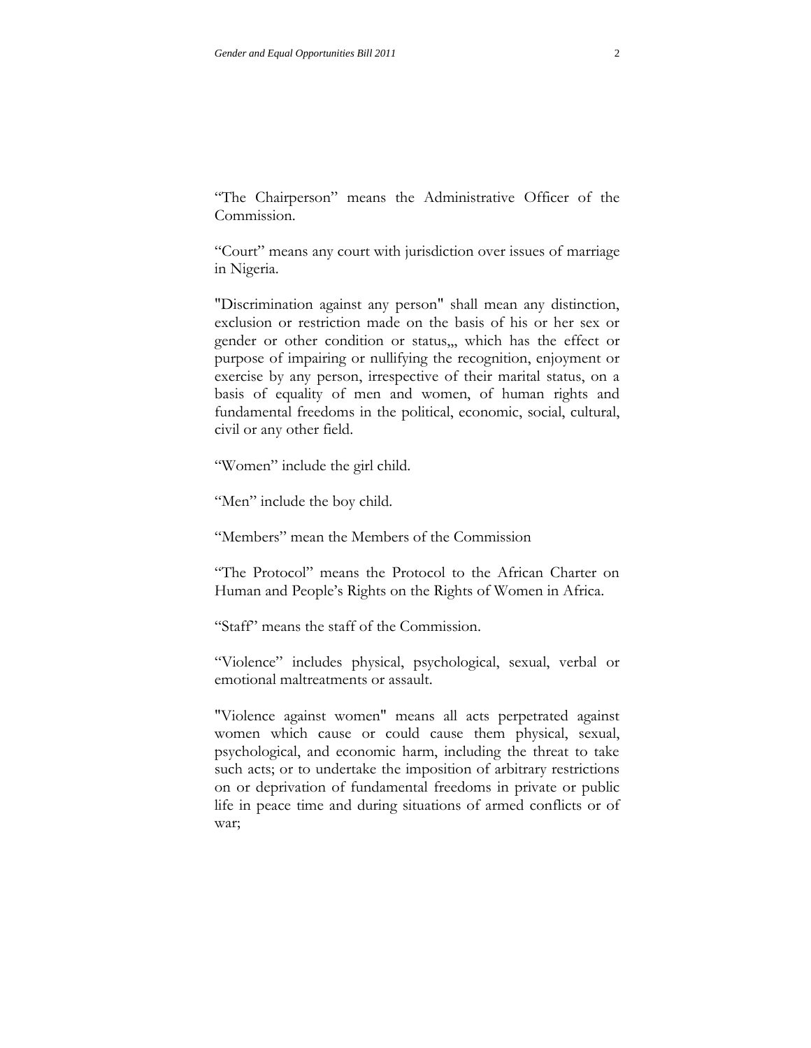"The Chairperson" means the Administrative Officer of the Commission.

"Court" means any court with jurisdiction over issues of marriage in Nigeria.

"Discrimination against any person" shall mean any distinction, exclusion or restriction made on the basis of his or her sex or gender or other condition or status,,, which has the effect or purpose of impairing or nullifying the recognition, enjoyment or exercise by any person, irrespective of their marital status, on a basis of equality of men and women, of human rights and fundamental freedoms in the political, economic, social, cultural, civil or any other field.

"Women" include the girl child.

"Men" include the boy child.

"Members" mean the Members of the Commission

"The Protocol" means the Protocol to the African Charter on Human and People's Rights on the Rights of Women in Africa.

"Staff" means the staff of the Commission.

"Violence" includes physical, psychological, sexual, verbal or emotional maltreatments or assault.

"Violence against women" means all acts perpetrated against women which cause or could cause them physical, sexual, psychological, and economic harm, including the threat to take such acts; or to undertake the imposition of arbitrary restrictions on or deprivation of fundamental freedoms in private or public life in peace time and during situations of armed conflicts or of war;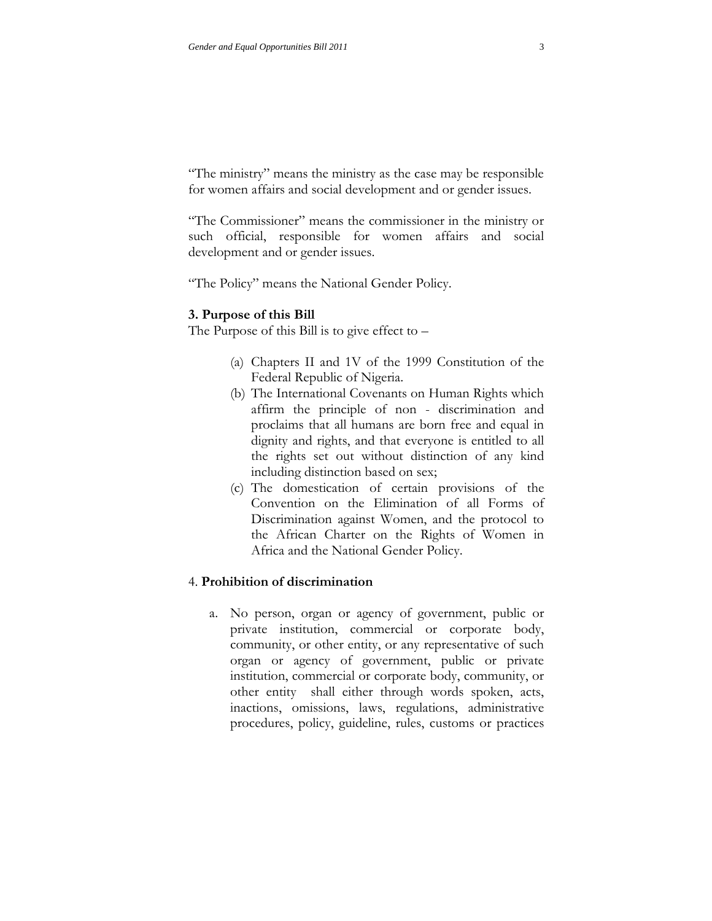"The ministry" means the ministry as the case may be responsible for women affairs and social development and or gender issues.

"The Commissioner" means the commissioner in the ministry or such official, responsible for women affairs and social development and or gender issues.

"The Policy" means the National Gender Policy.

**3. Purpose of this Bill**

The Purpose of this Bill is to give effect to –

(a) Chapters II and 1V of the 1999 Constitution of the Federal Republic of Nigeria.

(b) The International Covenants on Human Rights which affirm the principle of non - discrimination and proclaims that all humans are born free and equal in dignity and rights, and that everyone is entitled to all the rights set out without distinction of any kind including distinction based on sex;

(c) The domestication of certain provisions of the Convention on the Elimination of all Forms of Discrimination against Women, and the protocol to the African Charter on the Rights of Women in Africa and the National Gender Policy.

4. **Prohibition of discrimination**

a. No person, organ or agency of government, public or private institution, commercial or corporate body, community, or other entity, or any representative of such organ or agency of government, public or private institution, commercial or corporate body, community, or other entity shall either through words spoken, acts, inactions, omissions, laws, regulations, administrative procedures, policy, guideline, rules, customs or practices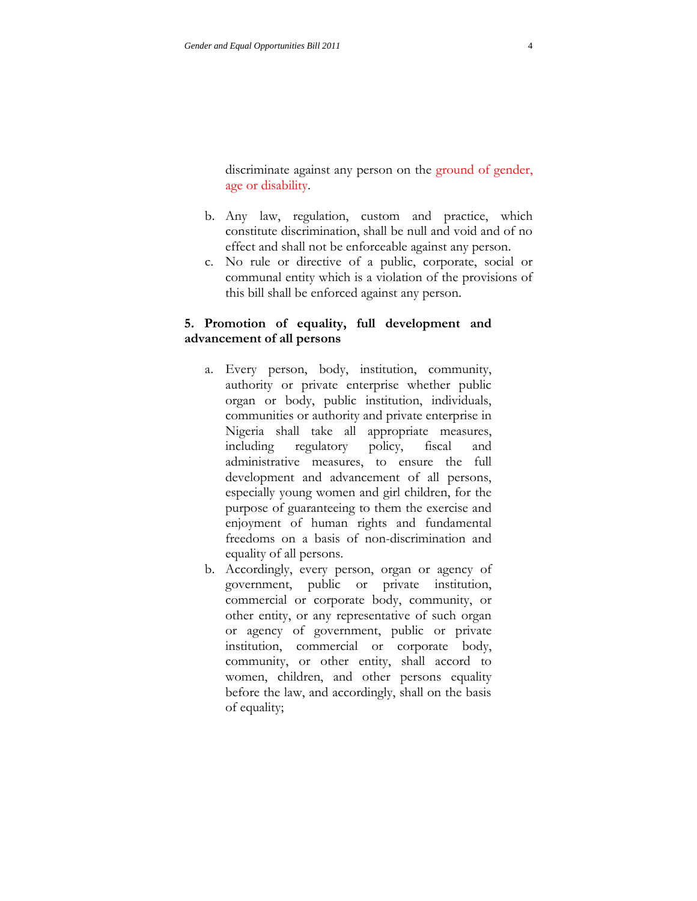discriminate against any person on the ground of gender, age or disability.

b. Any law, regulation, custom and practice, which constitute discrimination, shall be null and void and of no effect and shall not be enforceable against any person.
c. No rule or directive of a public, corporate, social or communal entity which is a violation of the provisions of this bill shall be enforced against any person.

**5. Promotion of equality, full development and advancement of all persons**

a. Every person, body, institution, community, authority or private enterprise whether public organ or body, public institution, individuals, communities or authority and private enterprise in Nigeria shall take all appropriate measures, including regulatory policy, fiscal and administrative measures, to ensure the full development and advancement of all persons, especially young women and girl children, for the purpose of guaranteeing to them the exercise and enjoyment of human rights and fundamental freedoms on a basis of non-discrimination and equality of all persons.
b. Accordingly, every person, organ or agency of government, public or private institution, commercial or corporate body, community, or other entity, or any representative of such organ or agency of government, public or private institution, commercial or corporate body, community, or other entity, shall accord to women, children, and other persons equality before the law, and accordingly, shall on the basis of equality;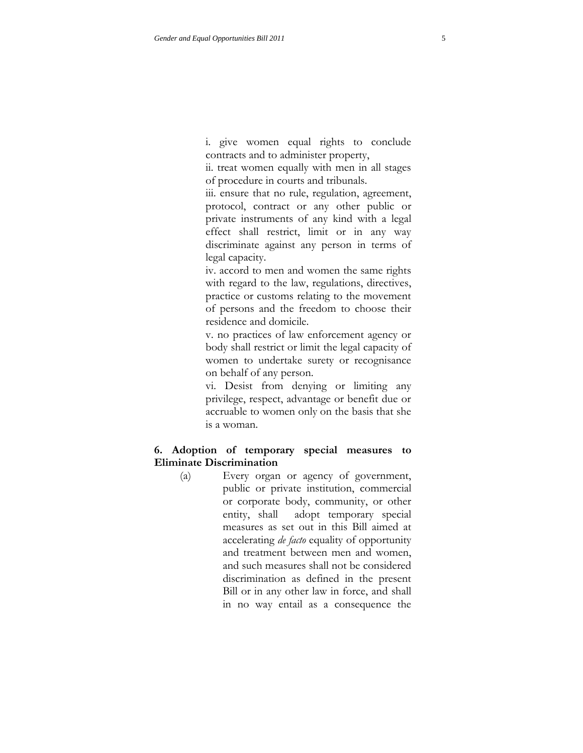i. give women equal rights to conclude contracts and to administer property,

ii. treat women equally with men in all stages of procedure in courts and tribunals.

iii. ensure that no rule, regulation, agreement, protocol, contract or any other public or private instruments of any kind with a legal effect shall restrict, limit or in any way discriminate against any person in terms of legal capacity.

iv. accord to men and women the same rights with regard to the law, regulations, directives, practice or customs relating to the movement of persons and the freedom to choose their residence and domicile.

v. no practices of law enforcement agency or body shall restrict or limit the legal capacity of women to undertake surety or recognisance on behalf of any person.

vi. Desist from denying or limiting any privilege, respect, advantage or benefit due or accruable to women only on the basis that she is a woman.

**6. Adoption of temporary special measures to Eliminate Discrimination**

(a) Every organ or agency of government, public or private institution, commercial or corporate body, community, or other entity, shall adopt temporary special measures as set out in this Bill aimed at accelerating *de facto* equality of opportunity and treatment between men and women, and such measures shall not be considered discrimination as defined in the present Bill or in any other law in force, and shall in no way entail as a consequence the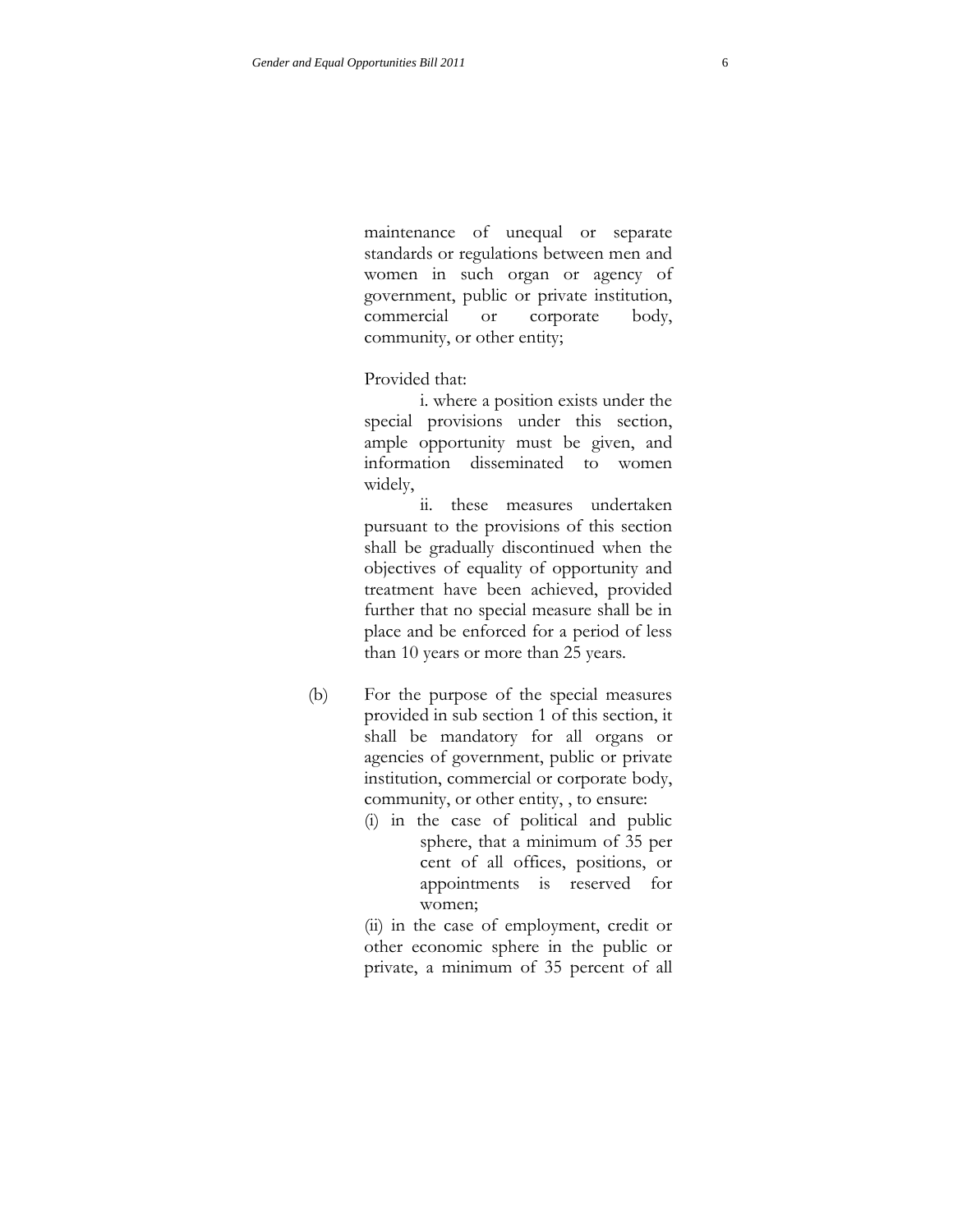maintenance of unequal or separate standards or regulations between men and women in such organ or agency of government, public or private institution, commercial or corporate body, community, or other entity;

Provided that:

i. where a position exists under the special provisions under this section, ample opportunity must be given, and information disseminated to women widely,

ii. these measures undertaken pursuant to the provisions of this section shall be gradually discontinued when the objectives of equality of opportunity and treatment have been achieved, provided further that no special measure shall be in place and be enforced for a period of less than 10 years or more than 25 years.

(b) For the purpose of the special measures provided in sub section 1 of this section, it shall be mandatory for all organs or agencies of government, public or private institution, commercial or corporate body, community, or other entity, , to ensure:

(i) in the case of political and public sphere, that a minimum of 35 per cent of all offices, positions, or appointments is reserved for women;

(ii) in the case of employment, credit or other economic sphere in the public or private, a minimum of 35 percent of all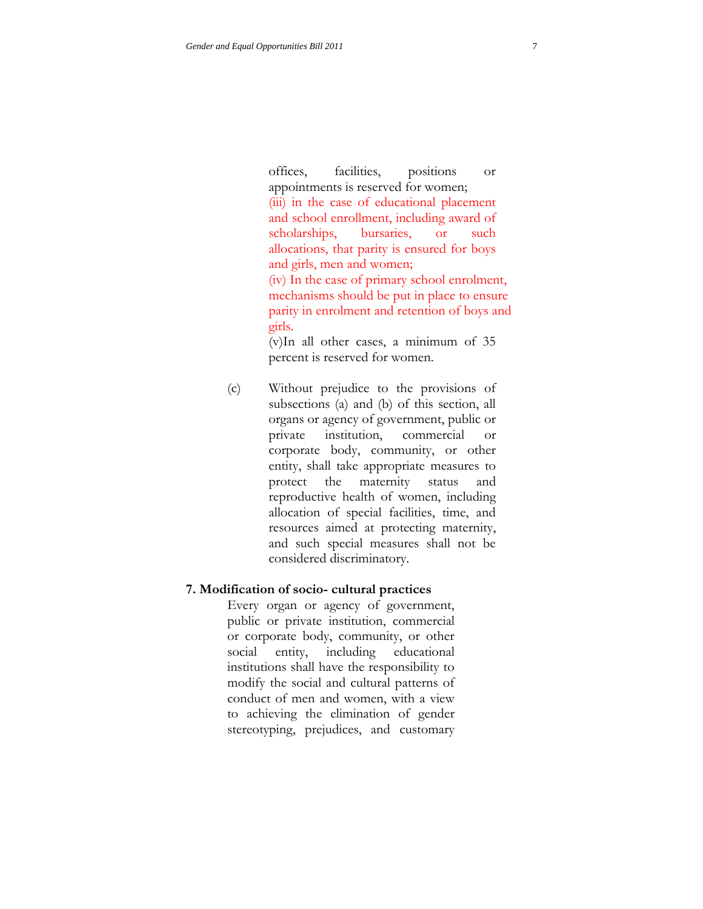offices, facilities, positions or appointments is reserved for women;

(iii) in the case of educational placement and school enrollment, including award of scholarships, bursaries, or such allocations, that parity is ensured for boys and girls, men and women;

(iv) In the case of primary school enrolment, mechanisms should be put in place to ensure parity in enrolment and retention of boys and girls.

(v)In all other cases, a minimum of 35 percent is reserved for women.

(c) Without prejudice to the provisions of subsections (a) and (b) of this section, all organs or agency of government, public or private institution, commercial or corporate body, community, or other entity, shall take appropriate measures to protect the maternity status and reproductive health of women, including allocation of special facilities, time, and resources aimed at protecting maternity, and such special measures shall not be considered discriminatory.

**7. Modification of socio- cultural practices**

Every organ or agency of government, public or private institution, commercial or corporate body, community, or other social entity, including educational institutions shall have the responsibility to modify the social and cultural patterns of conduct of men and women, with a view to achieving the elimination of gender stereotyping, prejudices, and customary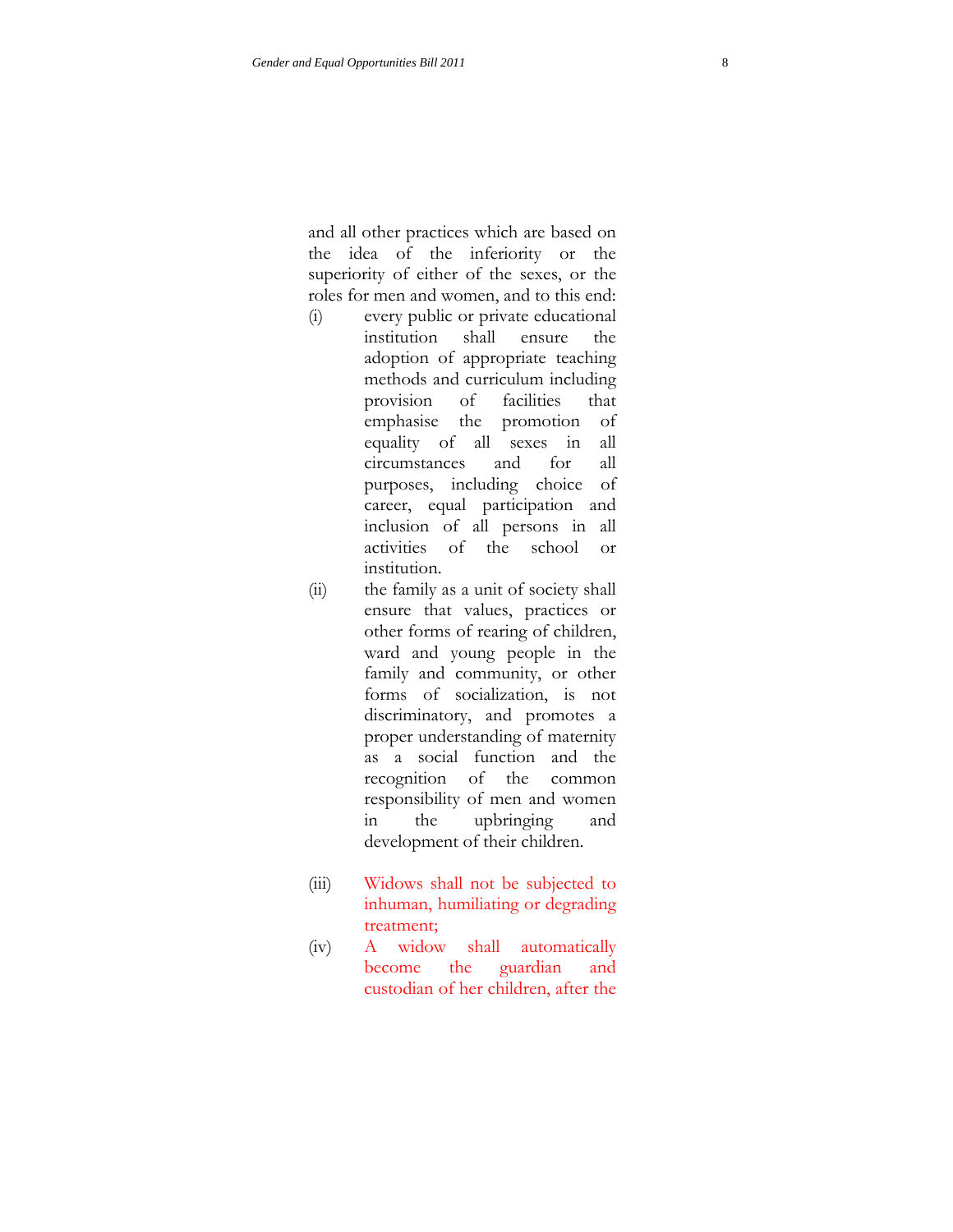and all other practices which are based on the idea of the inferiority or the superiority of either of the sexes, or the roles for men and women, and to this end:

(i) every public or private educational institution shall ensure the adoption of appropriate teaching methods and curriculum including provision of facilities that emphasise the promotion of equality of all sexes in all circumstances and for all purposes, including choice of career, equal participation and inclusion of all persons in all activities of the school or institution.

(ii) the family as a unit of society shall ensure that values, practices or other forms of rearing of children, ward and young people in the family and community, or other forms of socialization, is not discriminatory, and promotes a proper understanding of maternity as a social function and the recognition of the common responsibility of men and women in the upbringing and development of their children.

(iii) Widows shall not be subjected to inhuman, humiliating or degrading treatment;

(iv) A widow shall automatically become the guardian and custodian of her children, after the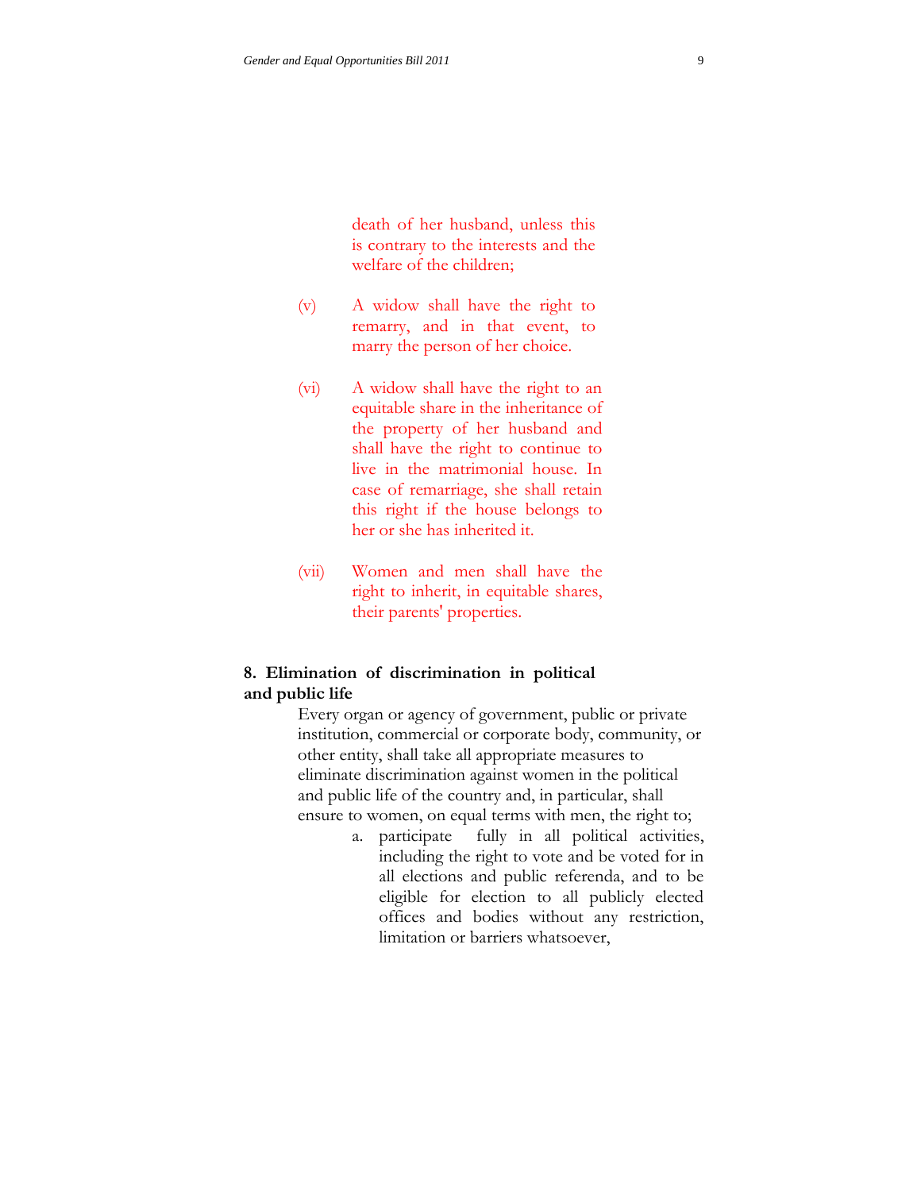death of her husband, unless this is contrary to the interests and the welfare of the children;

(v) A widow shall have the right to remarry, and in that event, to marry the person of her choice.

(vi) A widow shall have the right to an equitable share in the inheritance of the property of her husband and shall have the right to continue to live in the matrimonial house. In case of remarriage, she shall retain this right if the house belongs to her or she has inherited it.

(vii) Women and men shall have the right to inherit, in equitable shares, their parents' properties.

**8. Elimination of discrimination in political and public life**

Every organ or agency of government, public or private institution, commercial or corporate body, community, or other entity, shall take all appropriate measures to eliminate discrimination against women in the political and public life of the country and, in particular, shall ensure to women, on equal terms with men, the right to;

a. participate fully in all political activities, including the right to vote and be voted for in all elections and public referenda, and to be eligible for election to all publicly elected offices and bodies without any restriction, limitation or barriers whatsoever,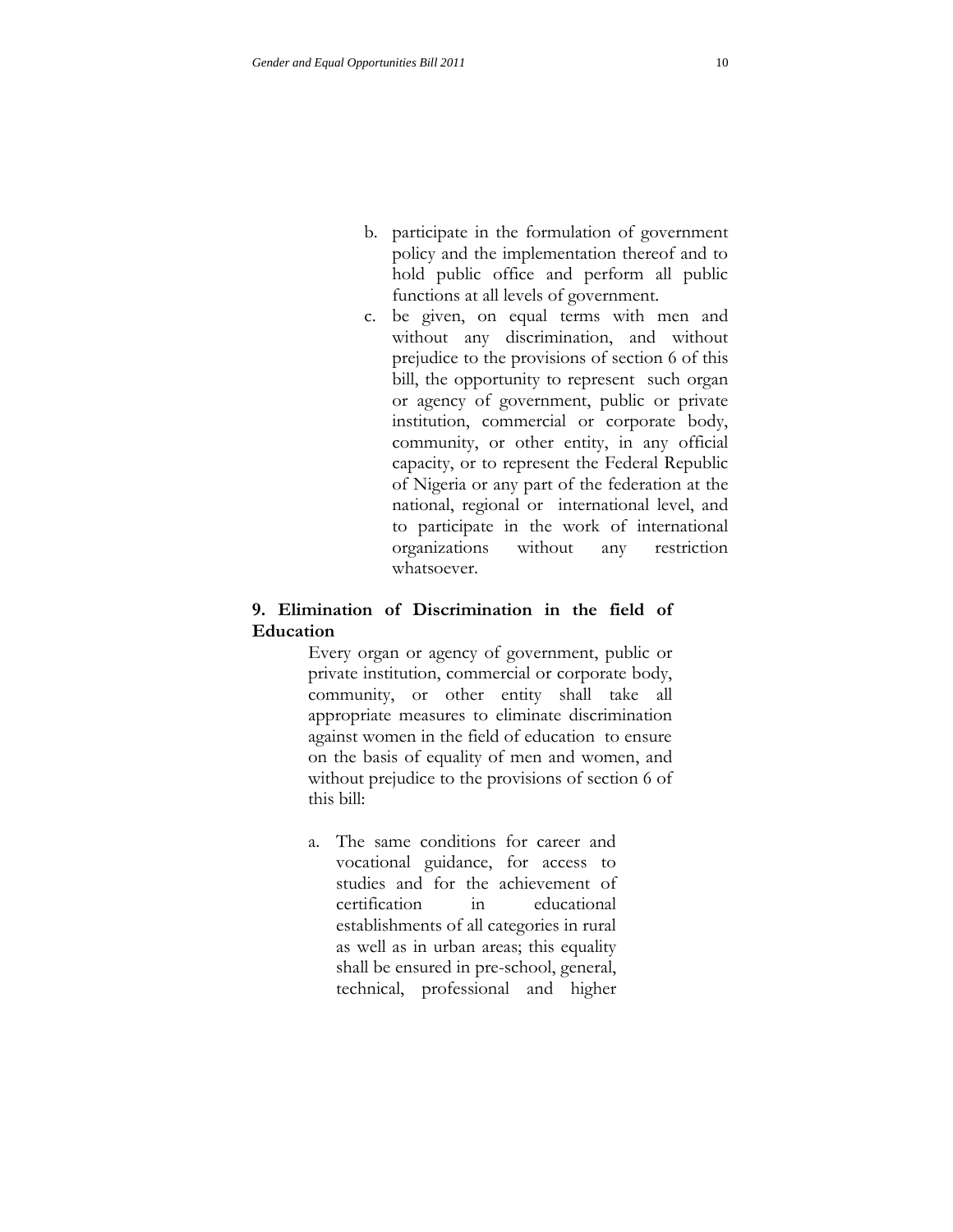b. participate in the formulation of government policy and the implementation thereof and to hold public office and perform all public functions at all levels of government.
c. be given, on equal terms with men and without any discrimination, and without prejudice to the provisions of section 6 of this bill, the opportunity to represent such organ or agency of government, public or private institution, commercial or corporate body, community, or other entity, in any official capacity, or to represent the Federal Republic of Nigeria or any part of the federation at the national, regional or international level, and to participate in the work of international organizations without any restriction whatsoever.

**9. Elimination of Discrimination in the field of Education**

Every organ or agency of government, public or private institution, commercial or corporate body, community, or other entity shall take all appropriate measures to eliminate discrimination against women in the field of education to ensure on the basis of equality of men and women, and without prejudice to the provisions of section 6 of this bill:

a. The same conditions for career and vocational guidance, for access to studies and for the achievement of certification in educational establishments of all categories in rural as well as in urban areas; this equality shall be ensured in pre-school, general, technical, professional and higher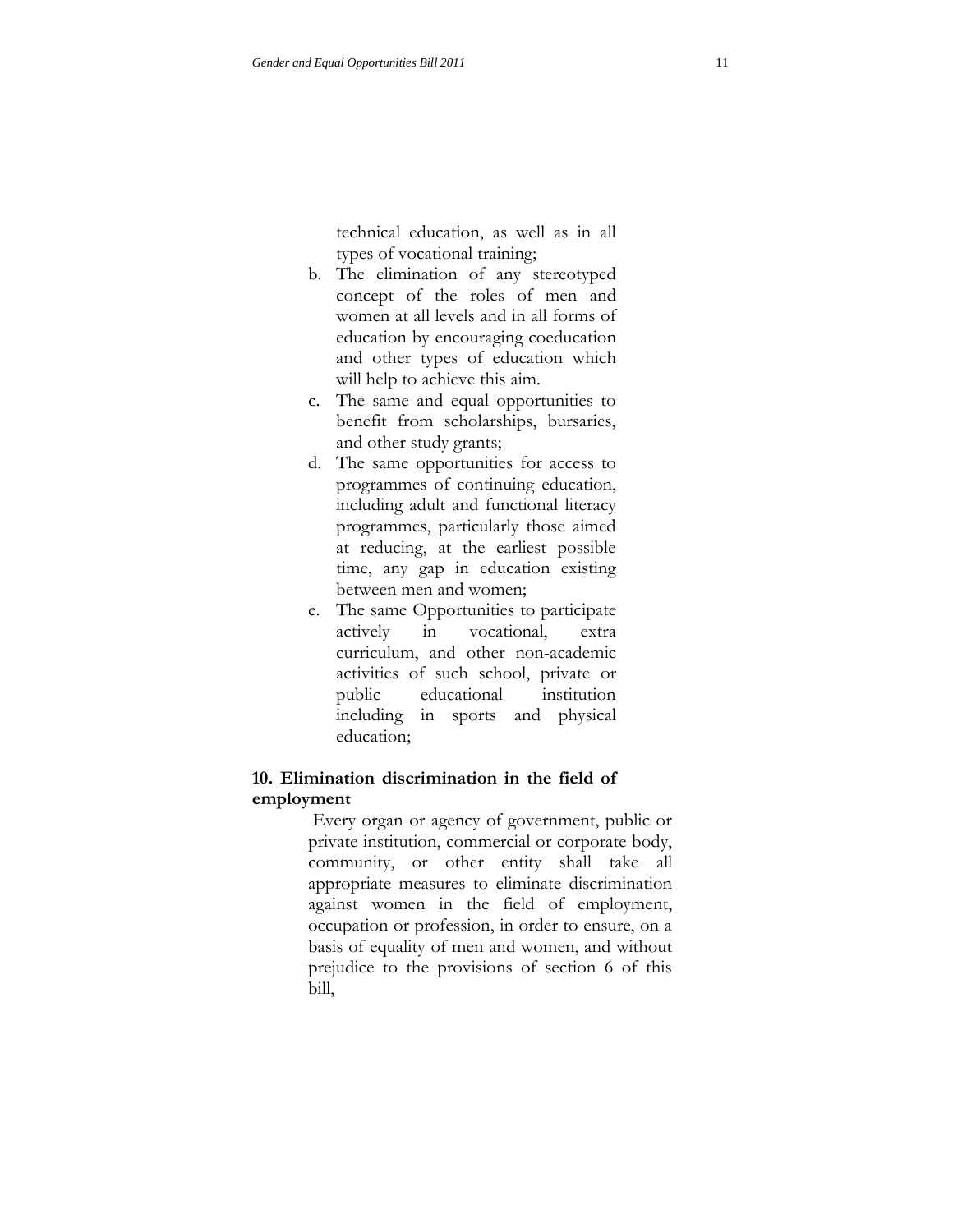technical education, as well as in all types of vocational training;

b. The elimination of any stereotyped concept of the roles of men and women at all levels and in all forms of education by encouraging coeducation and other types of education which will help to achieve this aim.
c. The same and equal opportunities to benefit from scholarships, bursaries, and other study grants;
d. The same opportunities for access to programmes of continuing education, including adult and functional literacy programmes, particularly those aimed at reducing, at the earliest possible time, any gap in education existing between men and women;
e. The same Opportunities to participate actively in vocational, extra curriculum, and other non-academic activities of such school, private or public educational institution including in sports and physical education;

**10. Elimination discrimination in the field of employment**

Every organ or agency of government, public or private institution, commercial or corporate body, community, or other entity shall take all appropriate measures to eliminate discrimination against women in the field of employment, occupation or profession, in order to ensure, on a basis of equality of men and women, and without prejudice to the provisions of section 6 of this bill,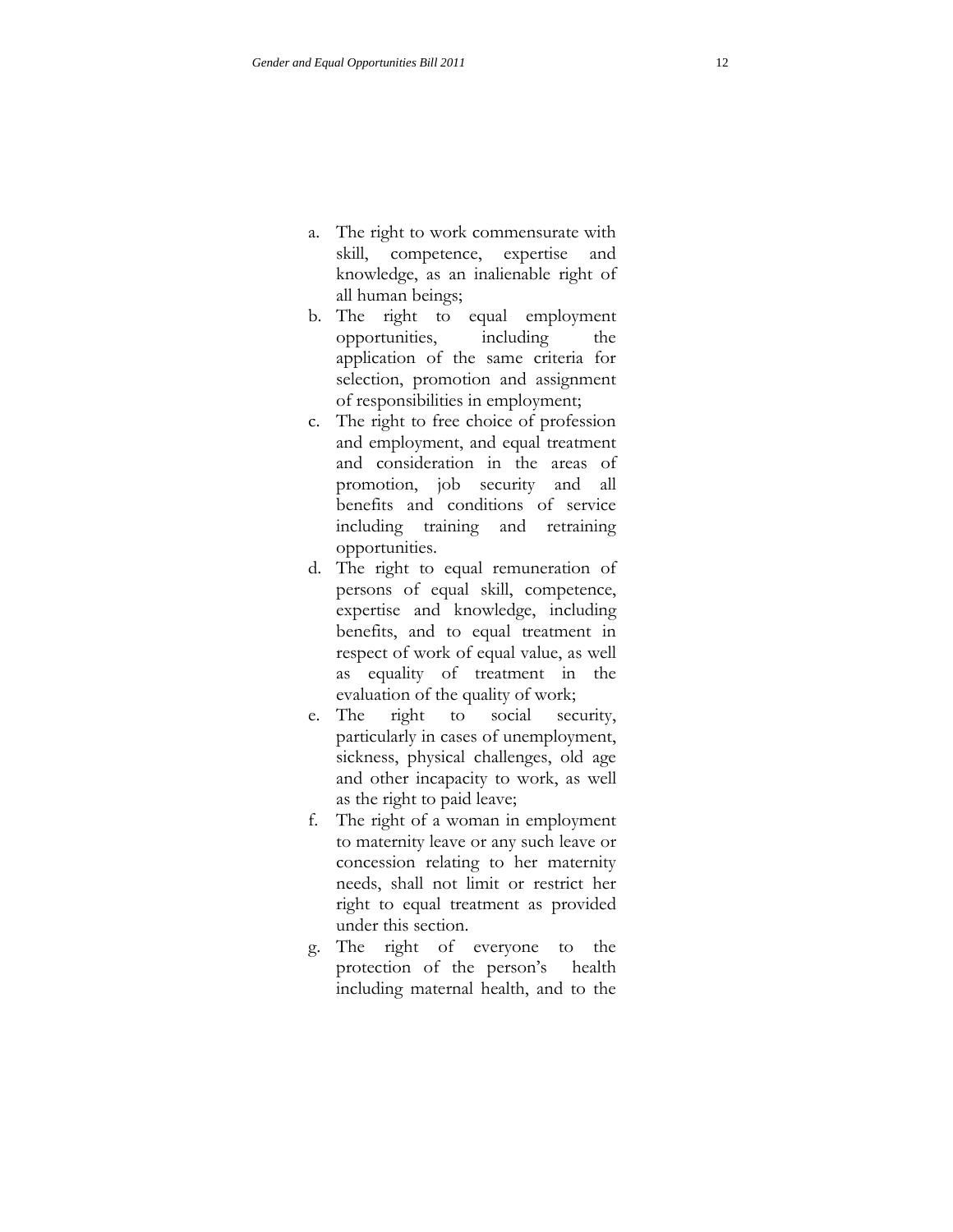a. The right to work commensurate with skill, competence, expertise and knowledge, as an inalienable right of all human beings;
b. The right to equal employment opportunities, including the application of the same criteria for selection, promotion and assignment of responsibilities in employment;
c. The right to free choice of profession and employment, and equal treatment and consideration in the areas of promotion, job security and all benefits and conditions of service including training and retraining opportunities.
d. The right to equal remuneration of persons of equal skill, competence, expertise and knowledge, including benefits, and to equal treatment in respect of work of equal value, as well as equality of treatment in the evaluation of the quality of work;
e. The right to social security, particularly in cases of unemployment, sickness, physical challenges, old age and other incapacity to work, as well as the right to paid leave;
f. The right of a woman in employment to maternity leave or any such leave or concession relating to her maternity needs, shall not limit or restrict her right to equal treatment as provided under this section.
g. The right of everyone to the protection of the person's health including maternal health, and to the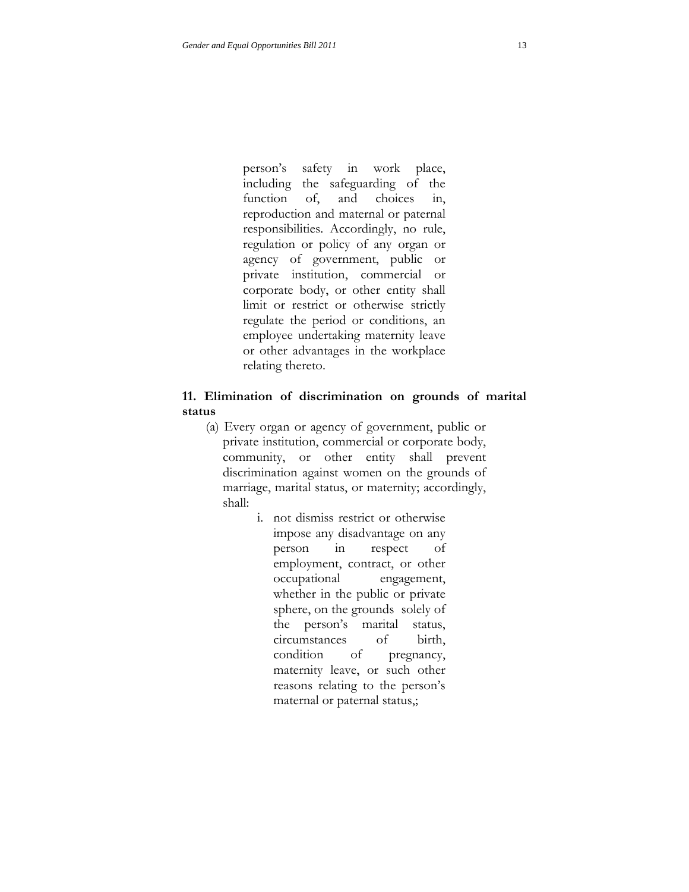person's safety in work place, including the safeguarding of the function of, and choices in, reproduction and maternal or paternal responsibilities. Accordingly, no rule, regulation or policy of any organ or agency of government, public or private institution, commercial or corporate body, or other entity shall limit or restrict or otherwise strictly regulate the period or conditions, an employee undertaking maternity leave or other advantages in the workplace relating thereto.

**11. Elimination of discrimination on grounds of marital status**

(a) Every organ or agency of government, public or private institution, commercial or corporate body, community, or other entity shall prevent discrimination against women on the grounds of marriage, marital status, or maternity; accordingly, shall:

i. not dismiss restrict or otherwise impose any disadvantage on any person in respect of employment, contract, or other occupational engagement, whether in the public or private sphere, on the grounds solely of the person's marital status, circumstances of birth, condition of pregnancy, maternity leave, or such other reasons relating to the person's maternal or paternal status,;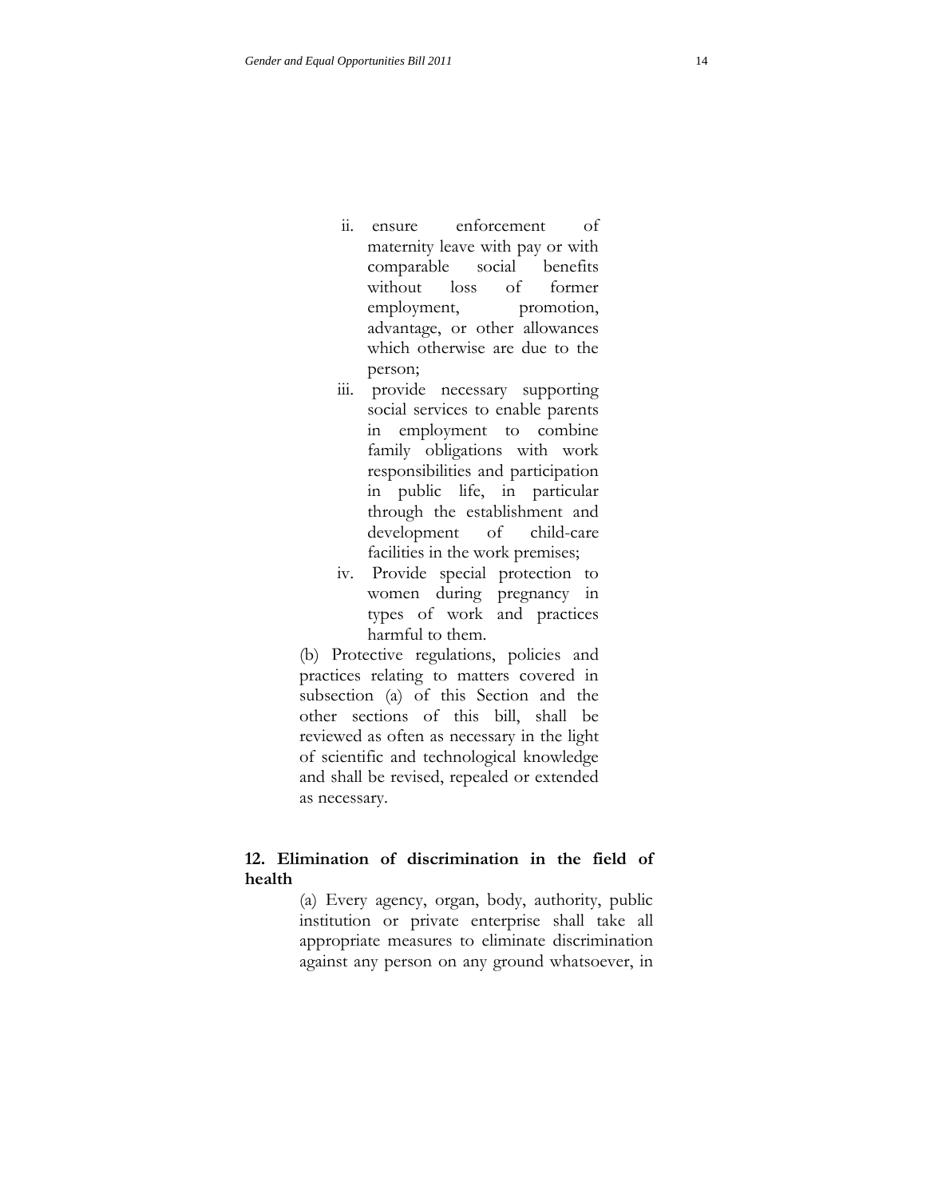ii. ensure enforcement of maternity leave with pay or with comparable social benefits without loss of former employment, promotion, advantage, or other allowances which otherwise are due to the person;

iii. provide necessary supporting social services to enable parents in employment to combine family obligations with work responsibilities and participation in public life, in particular through the establishment and development of child-care facilities in the work premises;

iv. Provide special protection to women during pregnancy in types of work and practices harmful to them.

(b) Protective regulations, policies and practices relating to matters covered in subsection (a) of this Section and the other sections of this bill, shall be reviewed as often as necessary in the light of scientific and technological knowledge and shall be revised, repealed or extended as necessary.

**12. Elimination of discrimination in the field of health**

(a) Every agency, organ, body, authority, public institution or private enterprise shall take all appropriate measures to eliminate discrimination against any person on any ground whatsoever, in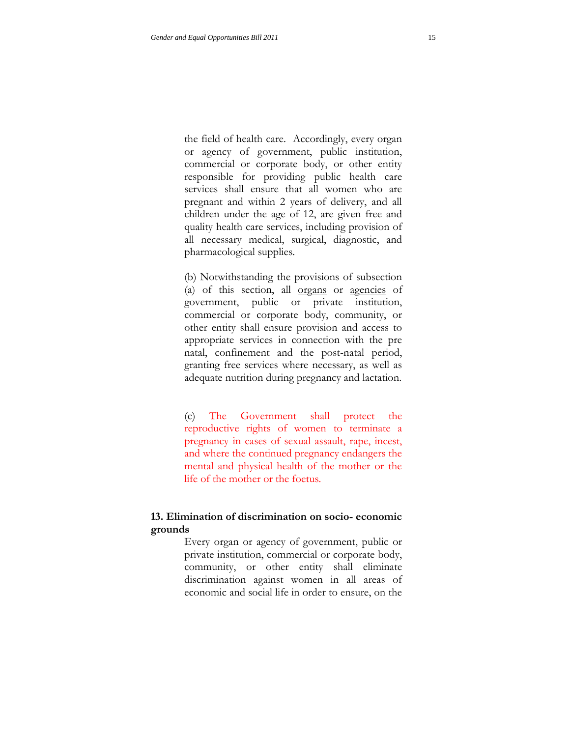the field of health care. Accordingly, every organ or agency of government, public institution, commercial or corporate body, or other entity responsible for providing public health care services shall ensure that all women who are pregnant and within 2 years of delivery, and all children under the age of 12, are given free and quality health care services, including provision of all necessary medical, surgical, diagnostic, and pharmacological supplies.

(b) Notwithstanding the provisions of subsection (a) of this section, all organs or agencies of government, public or private institution, commercial or corporate body, community, or other entity shall ensure provision and access to appropriate services in connection with the pre natal, confinement and the post-natal period, granting free services where necessary, as well as adequate nutrition during pregnancy and lactation.

(c) The Government shall protect the reproductive rights of women to terminate a pregnancy in cases of sexual assault, rape, incest, and where the continued pregnancy endangers the mental and physical health of the mother or the life of the mother or the foetus.

**13. Elimination of discrimination on socio- economic grounds**

Every organ or agency of government, public or private institution, commercial or corporate body, community, or other entity shall eliminate discrimination against women in all areas of economic and social life in order to ensure, on the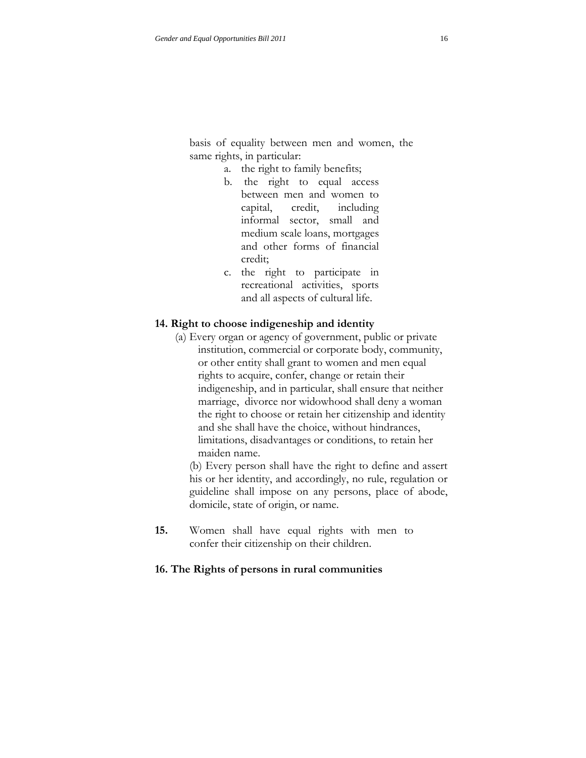basis of equality between men and women, the same rights, in particular:

a. the right to family benefits;
b. the right to equal access between men and women to capital, credit, including informal sector, small and medium scale loans, mortgages and other forms of financial credit;
c. the right to participate in recreational activities, sports and all aspects of cultural life.

**14. Right to choose indigeneship and identity**

(a) Every organ or agency of government, public or private institution, commercial or corporate body, community, or other entity shall grant to women and men equal rights to acquire, confer, change or retain their indigeneship, and in particular, shall ensure that neither marriage, divorce nor widowhood shall deny a woman the right to choose or retain her citizenship and identity and she shall have the choice, without hindrances, limitations, disadvantages or conditions, to retain her maiden name.

(b) Every person shall have the right to define and assert his or her identity, and accordingly, no rule, regulation or guideline shall impose on any persons, place of abode, domicile, state of origin, or name.

**15.** Women shall have equal rights with men to confer their citizenship on their children.

**16. The Rights of persons in rural communities**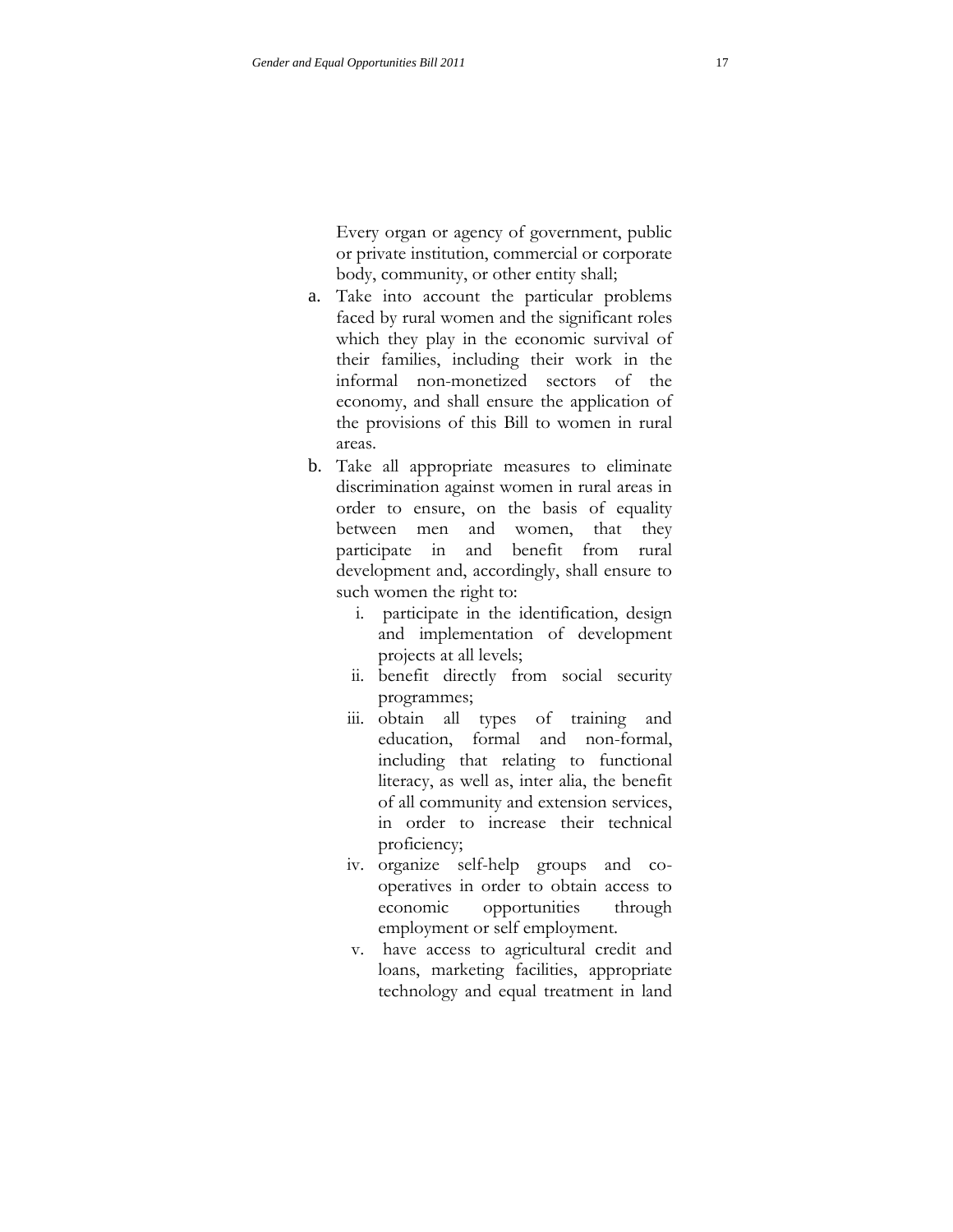Every organ or agency of government, public or private institution, commercial or corporate body, community, or other entity shall;

a. Take into account the particular problems faced by rural women and the significant roles which they play in the economic survival of their families, including their work in the informal non-monetized sectors of the economy, and shall ensure the application of the provisions of this Bill to women in rural areas.
b. Take all appropriate measures to eliminate discrimination against women in rural areas in order to ensure, on the basis of equality between men and women, that they participate in and benefit from rural development and, accordingly, shall ensure to such women the right to:
    i. participate in the identification, design and implementation of development projects at all levels;
    ii. benefit directly from social security programmes;
    iii. obtain all types of training and education, formal and non-formal, including that relating to functional literacy, as well as, inter alia, the benefit of all community and extension services, in order to increase their technical proficiency;
    iv. organize self-help groups and co-operatives in order to obtain access to economic opportunities through employment or self employment.
    v. have access to agricultural credit and loans, marketing facilities, appropriate technology and equal treatment in land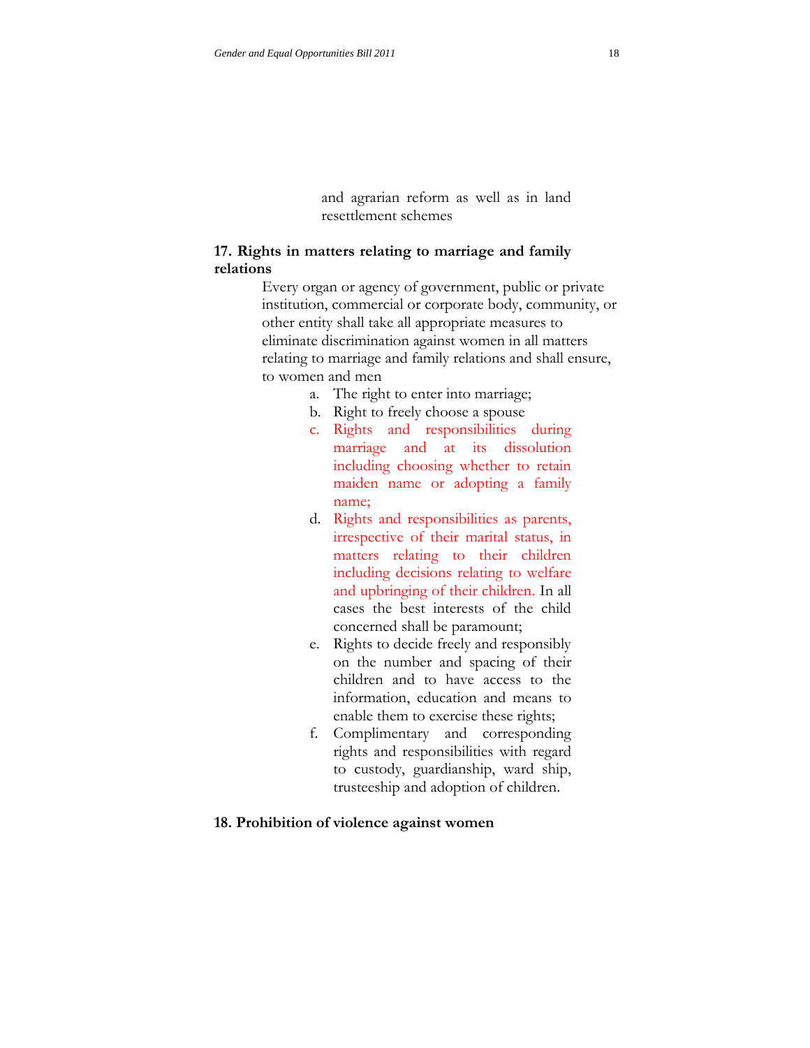and agrarian reform as well as in land resettlement schemes

**17. Rights in matters relating to marriage and family relations**

Every organ or agency of government, public or private institution, commercial or corporate body, community, or other entity shall take all appropriate measures to eliminate discrimination against women in all matters relating to marriage and family relations and shall ensure, to women and men

a. The right to enter into marriage;
b. Right to freely choose a spouse
c. Rights and responsibilities during marriage and at its dissolution including choosing whether to retain maiden name or adopting a family name;
d. Rights and responsibilities as parents, irrespective of their marital status, in matters relating to their children including decisions relating to welfare and upbringing of their children. In all cases the best interests of the child concerned shall be paramount;
e. Rights to decide freely and responsibly on the number and spacing of their children and to have access to the information, education and means to enable them to exercise these rights;
f. Complimentary and corresponding rights and responsibilities with regard to custody, guardianship, ward ship, trusteeship and adoption of children.

**18. Prohibition of violence against women**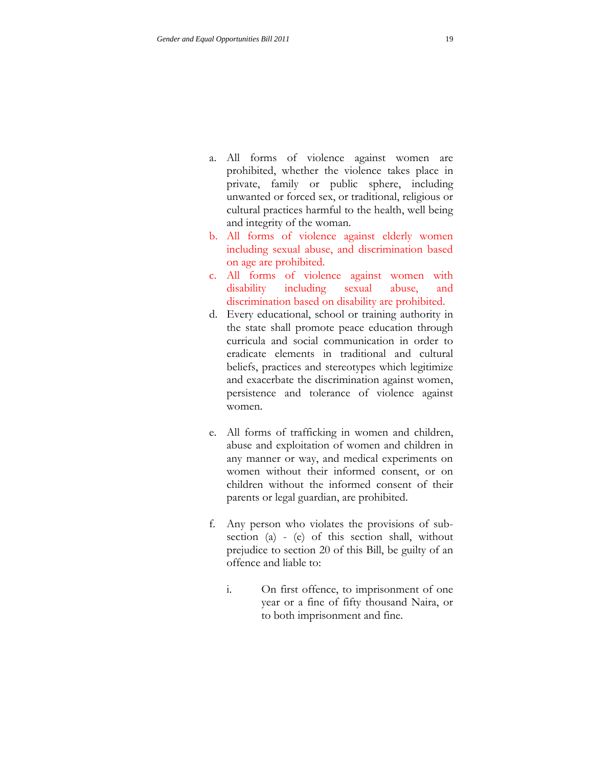a. All forms of violence against women are prohibited, whether the violence takes place in private, family or public sphere, including unwanted or forced sex, or traditional, religious or cultural practices harmful to the health, well being and integrity of the woman.
b. All forms of violence against elderly women including sexual abuse, and discrimination based on age are prohibited.
c. All forms of violence against women with disability including sexual abuse, and discrimination based on disability are prohibited.
d. Every educational, school or training authority in the state shall promote peace education through curricula and social communication in order to eradicate elements in traditional and cultural beliefs, practices and stereotypes which legitimize and exacerbate the discrimination against women, persistence and tolerance of violence against women.

e. All forms of trafficking in women and children, abuse and exploitation of women and children in any manner or way, and medical experiments on women without their informed consent, or on children without the informed consent of their parents or legal guardian, are prohibited.

f. Any person who violates the provisions of sub-section (a) - (e) of this section shall, without prejudice to section 20 of this Bill, be guilty of an offence and liable to:

   i. On first offence, to imprisonment of one year or a fine of fifty thousand Naira, or to both imprisonment and fine.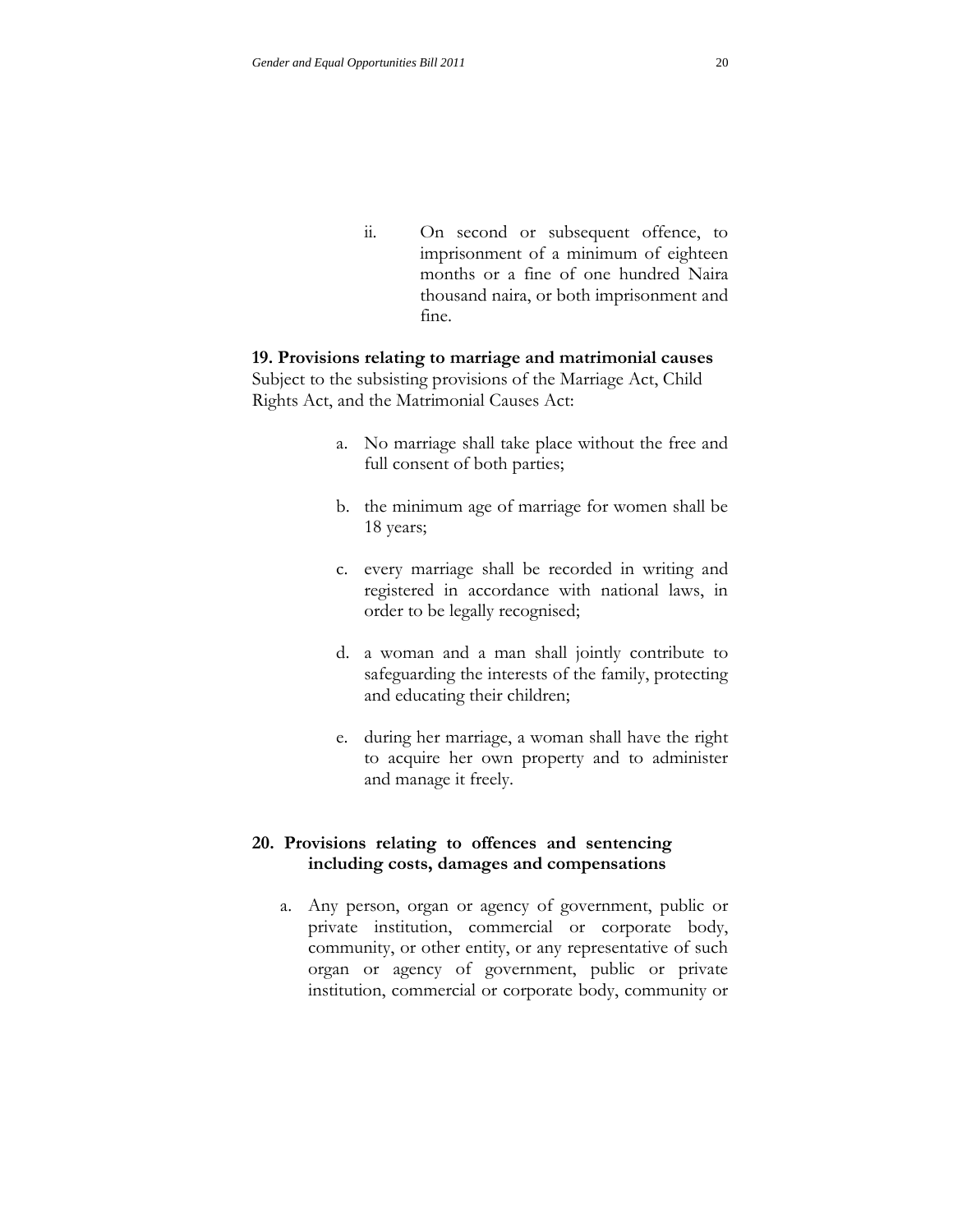ii. On second or subsequent offence, to imprisonment of a minimum of eighteen months or a fine of one hundred Naira thousand naira, or both imprisonment and fine.

**19. Provisions relating to marriage and matrimonial causes**

Subject to the subsisting provisions of the Marriage Act, Child Rights Act, and the Matrimonial Causes Act:

a. No marriage shall take place without the free and full consent of both parties;

b. the minimum age of marriage for women shall be 18 years;

c. every marriage shall be recorded in writing and registered in accordance with national laws, in order to be legally recognised;

d. a woman and a man shall jointly contribute to safeguarding the interests of the family, protecting and educating their children;

e. during her marriage, a woman shall have the right to acquire her own property and to administer and manage it freely.

**20. Provisions relating to offences and sentencing including costs, damages and compensations**

a. Any person, organ or agency of government, public or private institution, commercial or corporate body, community, or other entity, or any representative of such organ or agency of government, public or private institution, commercial or corporate body, community or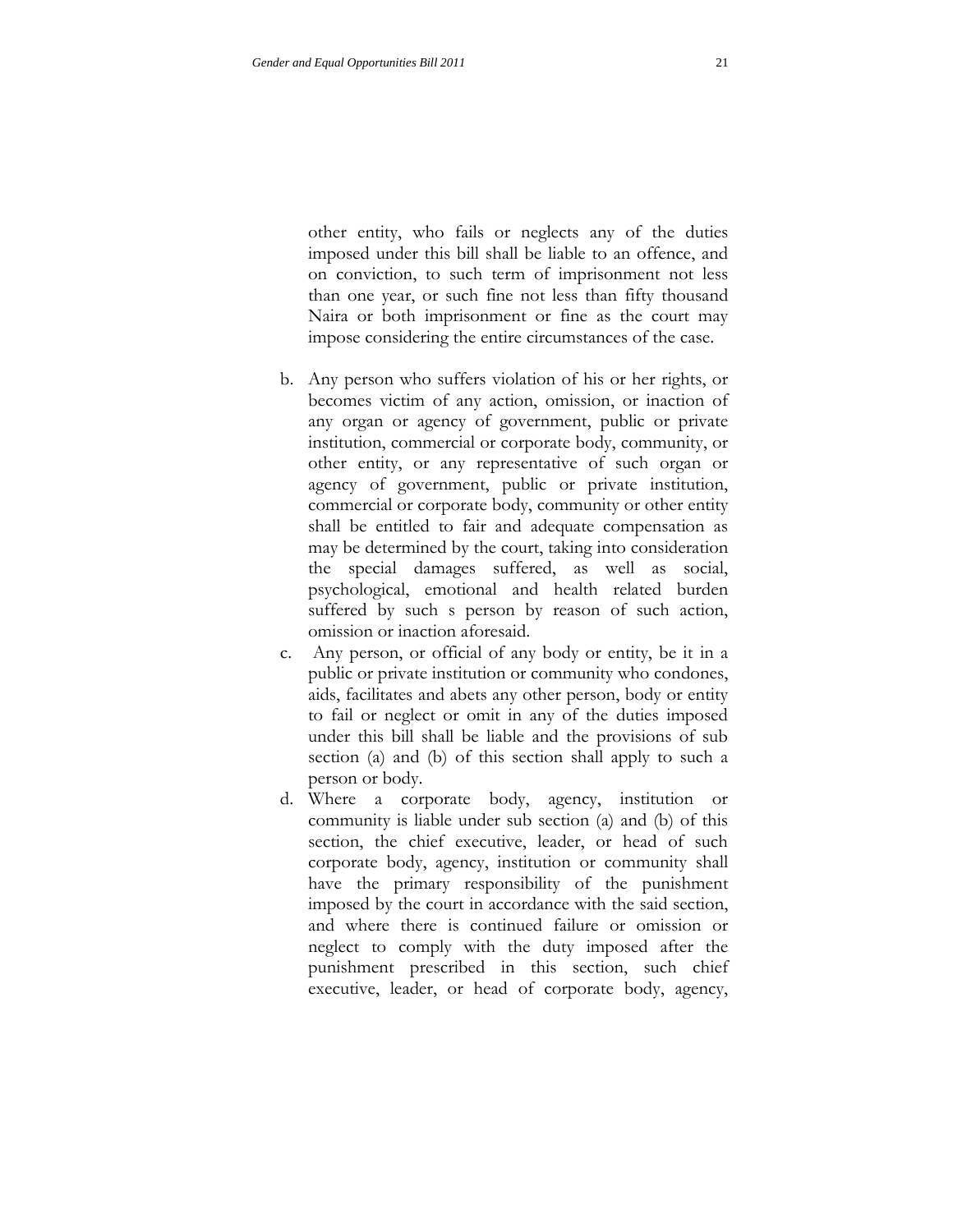other entity, who fails or neglects any of the duties imposed under this bill shall be liable to an offence, and on conviction, to such term of imprisonment not less than one year, or such fine not less than fifty thousand Naira or both imprisonment or fine as the court may impose considering the entire circumstances of the case.

b. Any person who suffers violation of his or her rights, or becomes victim of any action, omission, or inaction of any organ or agency of government, public or private institution, commercial or corporate body, community, or other entity, or any representative of such organ or agency of government, public or private institution, commercial or corporate body, community or other entity shall be entitled to fair and adequate compensation as may be determined by the court, taking into consideration the special damages suffered, as well as social, psychological, emotional and health related burden suffered by such s person by reason of such action, omission or inaction aforesaid.

c. Any person, or official of any body or entity, be it in a public or private institution or community who condones, aids, facilitates and abets any other person, body or entity to fail or neglect or omit in any of the duties imposed under this bill shall be liable and the provisions of sub section (a) and (b) of this section shall apply to such a person or body.

d. Where a corporate body, agency, institution or community is liable under sub section (a) and (b) of this section, the chief executive, leader, or head of such corporate body, agency, institution or community shall have the primary responsibility of the punishment imposed by the court in accordance with the said section, and where there is continued failure or omission or neglect to comply with the duty imposed after the punishment prescribed in this section, such chief executive, leader, or head of corporate body, agency,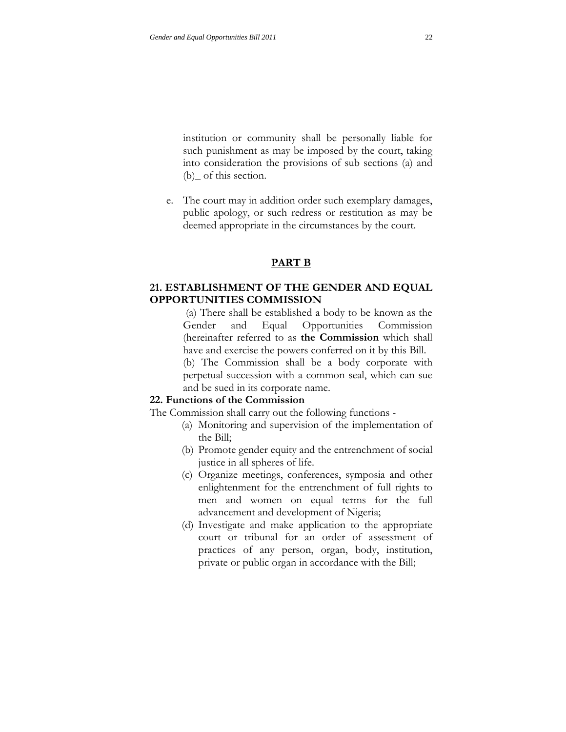institution or community shall be personally liable for such punishment as may be imposed by the court, taking into consideration the provisions of sub sections (a) and (b)_ of this section.

e. The court may in addition order such exemplary damages, public apology, or such redress or restitution as may be deemed appropriate in the circumstances by the court.

## PART B

### 21. ESTABLISHMENT OF THE GENDER AND EQUAL OPPORTUNITIES COMMISSION

(a) There shall be established a body to be known as the Gender and Equal Opportunities Commission (hereinafter referred to as **the Commission** which shall have and exercise the powers conferred on it by this Bill.

(b) The Commission shall be a body corporate with perpetual succession with a common seal, which can sue and be sued in its corporate name.

### 22. Functions of the Commission

The Commission shall carry out the following functions -

(a) Monitoring and supervision of the implementation of the Bill;

(b) Promote gender equity and the entrenchment of social justice in all spheres of life.

(c) Organize meetings, conferences, symposia and other enlightenment for the entrenchment of full rights to men and women on equal terms for the full advancement and development of Nigeria;

(d) Investigate and make application to the appropriate court or tribunal for an order of assessment of practices of any person, organ, body, institution, private or public organ in accordance with the Bill;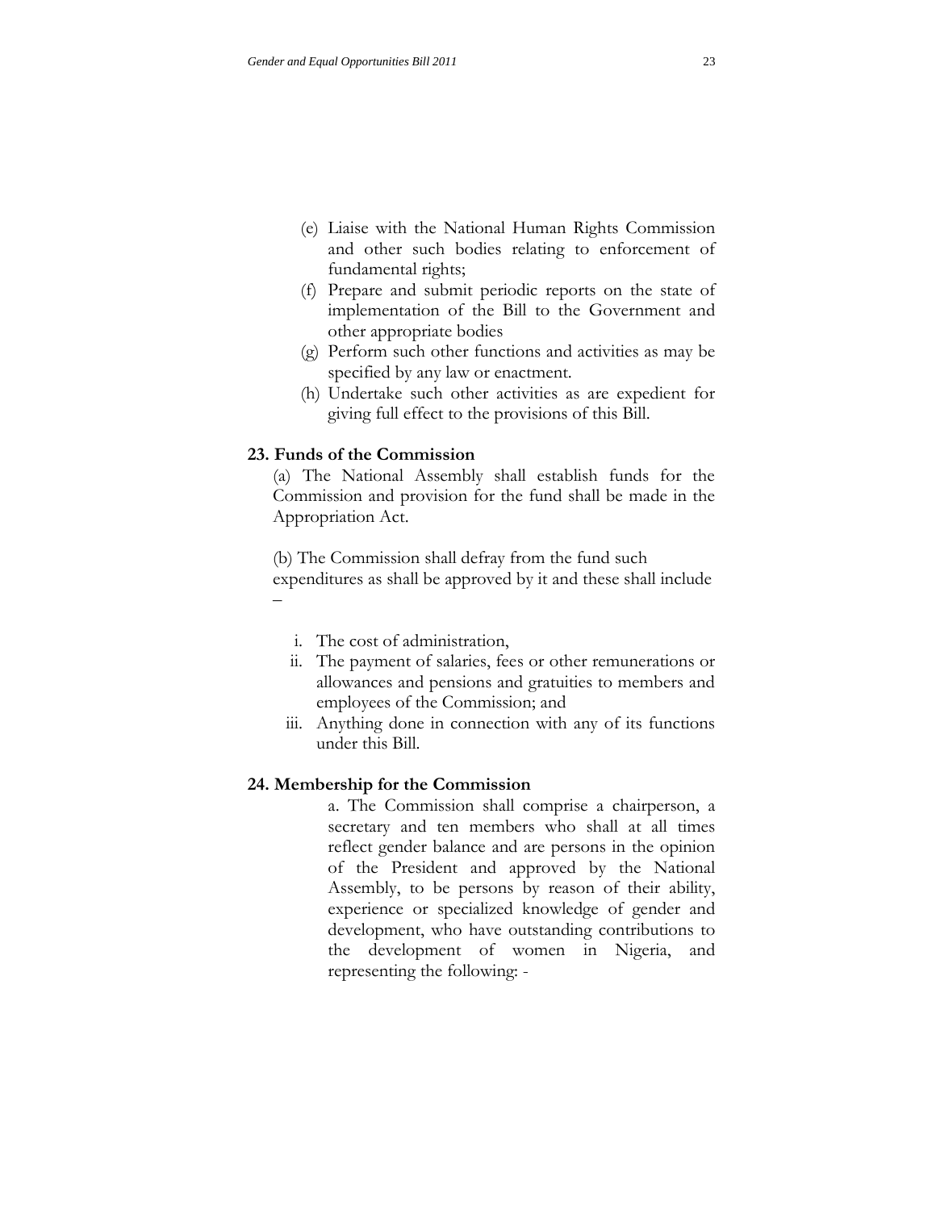(e) Liaise with the National Human Rights Commission and other such bodies relating to enforcement of fundamental rights;

(f) Prepare and submit periodic reports on the state of implementation of the Bill to the Government and other appropriate bodies

(g) Perform such other functions and activities as may be specified by any law or enactment.

(h) Undertake such other activities as are expedient for giving full effect to the provisions of this Bill.

**23. Funds of the Commission**

(a) The National Assembly shall establish funds for the Commission and provision for the fund shall be made in the Appropriation Act.

(b) The Commission shall defray from the fund such expenditures as shall be approved by it and these shall include –

i. The cost of administration,
ii. The payment of salaries, fees or other remunerations or allowances and pensions and gratuities to members and employees of the Commission; and
iii. Anything done in connection with any of its functions under this Bill.

**24. Membership for the Commission**

a. The Commission shall comprise a chairperson, a secretary and ten members who shall at all times reflect gender balance and are persons in the opinion of the President and approved by the National Assembly, to be persons by reason of their ability, experience or specialized knowledge of gender and development, who have outstanding contributions to the development of women in Nigeria, and representing the following: -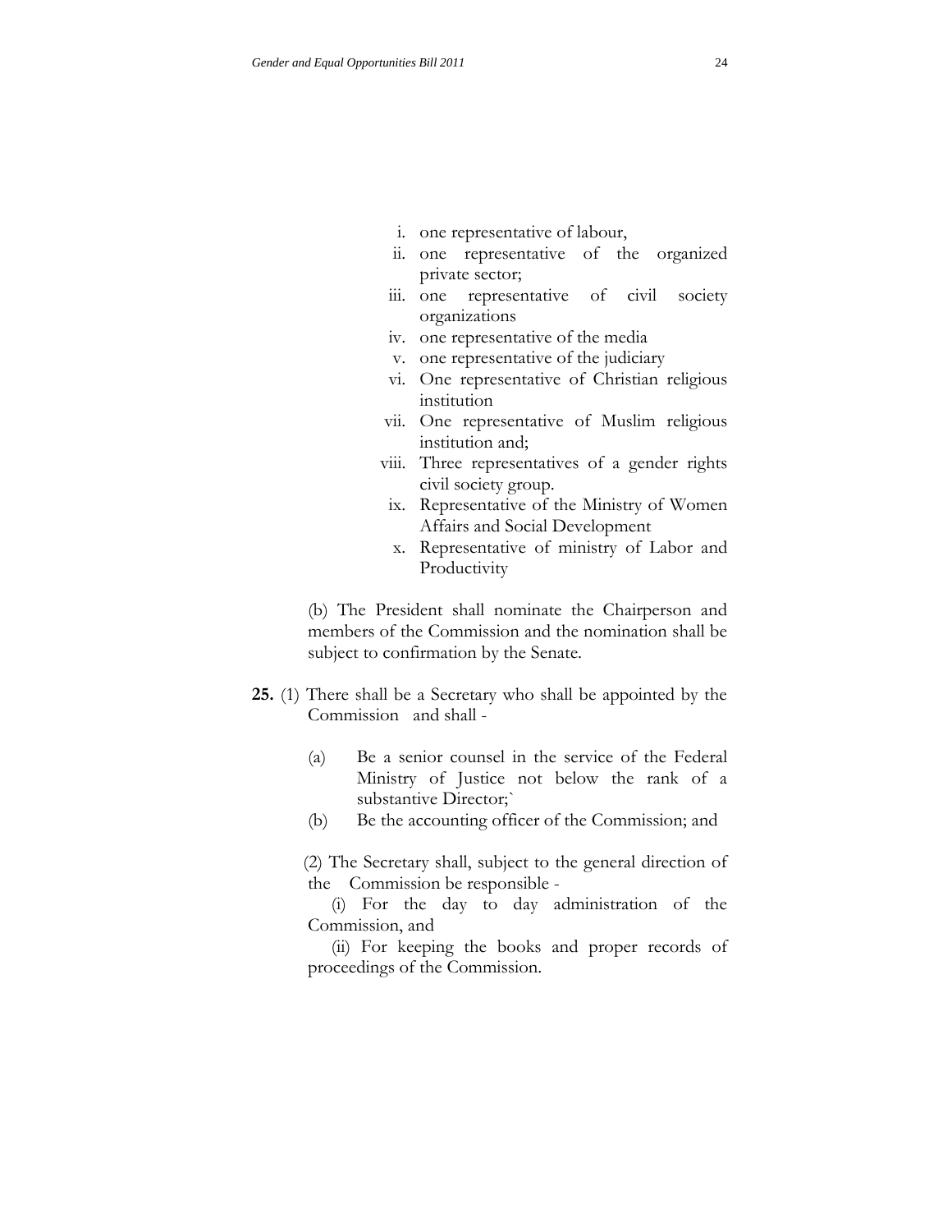i. one representative of labour,
ii. one representative of the organized private sector;
iii. one representative of civil society organizations
iv. one representative of the media
v. one representative of the judiciary
vi. One representative of Christian religious institution
vii. One representative of Muslim religious institution and;
viii. Three representatives of a gender rights civil society group.
ix. Representative of the Ministry of Women Affairs and Social Development
x. Representative of ministry of Labor and Productivity

(b) The President shall nominate the Chairperson and members of the Commission and the nomination shall be subject to confirmation by the Senate.

**25.** (1) There shall be a Secretary who shall be appointed by the Commission and shall -

(a) Be a senior counsel in the service of the Federal Ministry of Justice not below the rank of a substantive Director;`

(b) Be the accounting officer of the Commission; and

(2) The Secretary shall, subject to the general direction of the Commission be responsible -

(i) For the day to day administration of the Commission, and

(ii) For keeping the books and proper records of proceedings of the Commission.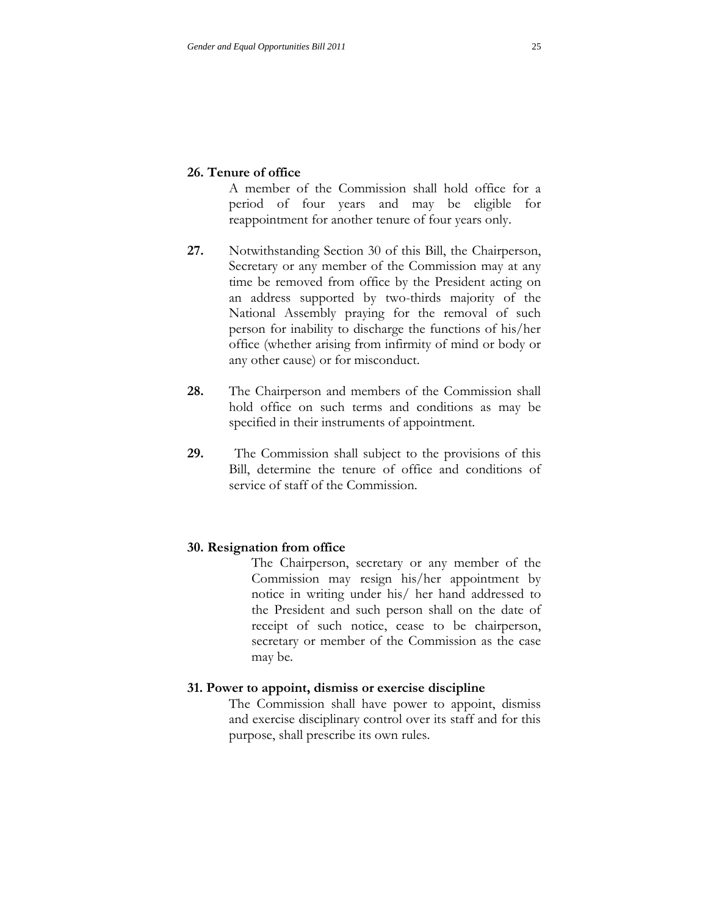**26. Tenure of office**

A member of the Commission shall hold office for a period of four years and may be eligible for reappointment for another tenure of four years only.

**27.** Notwithstanding Section 30 of this Bill, the Chairperson, Secretary or any member of the Commission may at any time be removed from office by the President acting on an address supported by two-thirds majority of the National Assembly praying for the removal of such person for inability to discharge the functions of his/her office (whether arising from infirmity of mind or body or any other cause) or for misconduct.

**28.** The Chairperson and members of the Commission shall hold office on such terms and conditions as may be specified in their instruments of appointment.

**29.** The Commission shall subject to the provisions of this Bill, determine the tenure of office and conditions of service of staff of the Commission.

**30. Resignation from office**

The Chairperson, secretary or any member of the Commission may resign his/her appointment by notice in writing under his/ her hand addressed to the President and such person shall on the date of receipt of such notice, cease to be chairperson, secretary or member of the Commission as the case may be.

**31. Power to appoint, dismiss or exercise discipline**

The Commission shall have power to appoint, dismiss and exercise disciplinary control over its staff and for this purpose, shall prescribe its own rules.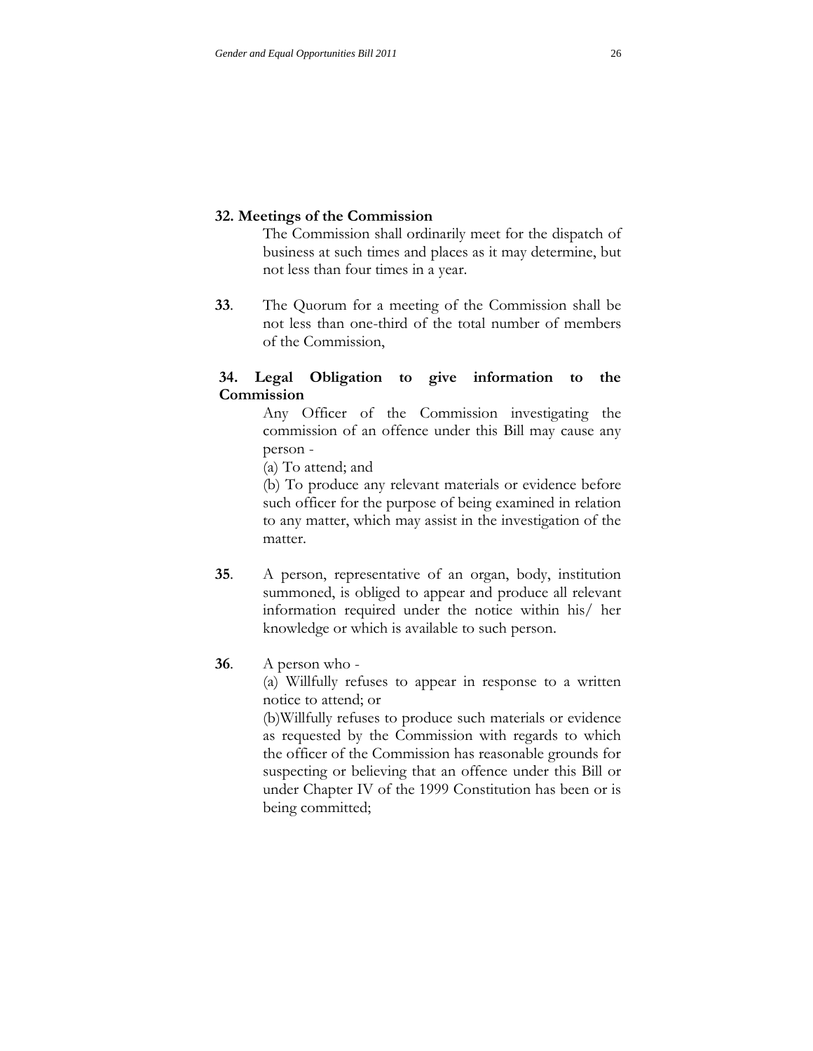**32. Meetings of the Commission**

The Commission shall ordinarily meet for the dispatch of business at such times and places as it may determine, but not less than four times in a year.

**33**. The Quorum for a meeting of the Commission shall be not less than one-third of the total number of members of the Commission,

**34. Legal Obligation to give information to the Commission**

Any Officer of the Commission investigating the commission of an offence under this Bill may cause any person -

(a) To attend; and

(b) To produce any relevant materials or evidence before such officer for the purpose of being examined in relation to any matter, which may assist in the investigation of the matter.

**35**. A person, representative of an organ, body, institution summoned, is obliged to appear and produce all relevant information required under the notice within his/ her knowledge or which is available to such person.

**36**. A person who -

(a) Willfully refuses to appear in response to a written notice to attend; or

(b)Willfully refuses to produce such materials or evidence as requested by the Commission with regards to which the officer of the Commission has reasonable grounds for suspecting or believing that an offence under this Bill or under Chapter IV of the 1999 Constitution has been or is being committed;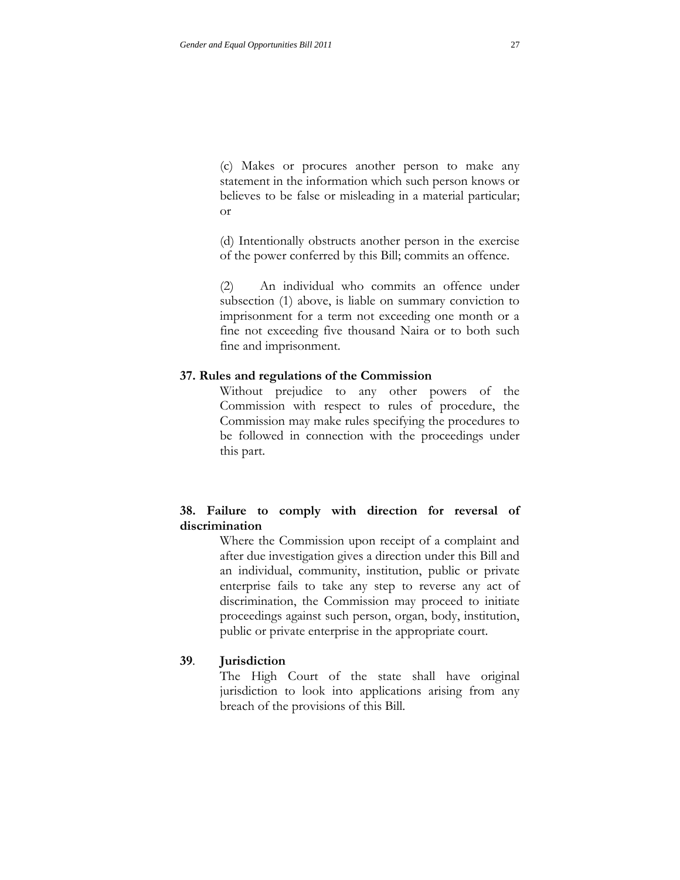(c) Makes or procures another person to make any statement in the information which such person knows or believes to be false or misleading in a material particular; or

(d) Intentionally obstructs another person in the exercise of the power conferred by this Bill; commits an offence.

(2) An individual who commits an offence under subsection (1) above, is liable on summary conviction to imprisonment for a term not exceeding one month or a fine not exceeding five thousand Naira or to both such fine and imprisonment.

**37. Rules and regulations of the Commission**

Without prejudice to any other powers of the Commission with respect to rules of procedure, the Commission may make rules specifying the procedures to be followed in connection with the proceedings under this part.

**38. Failure to comply with direction for reversal of discrimination**

Where the Commission upon receipt of a complaint and after due investigation gives a direction under this Bill and an individual, community, institution, public or private enterprise fails to take any step to reverse any act of discrimination, the Commission may proceed to initiate proceedings against such person, organ, body, institution, public or private enterprise in the appropriate court.

**39. Jurisdiction**

The High Court of the state shall have original jurisdiction to look into applications arising from any breach of the provisions of this Bill.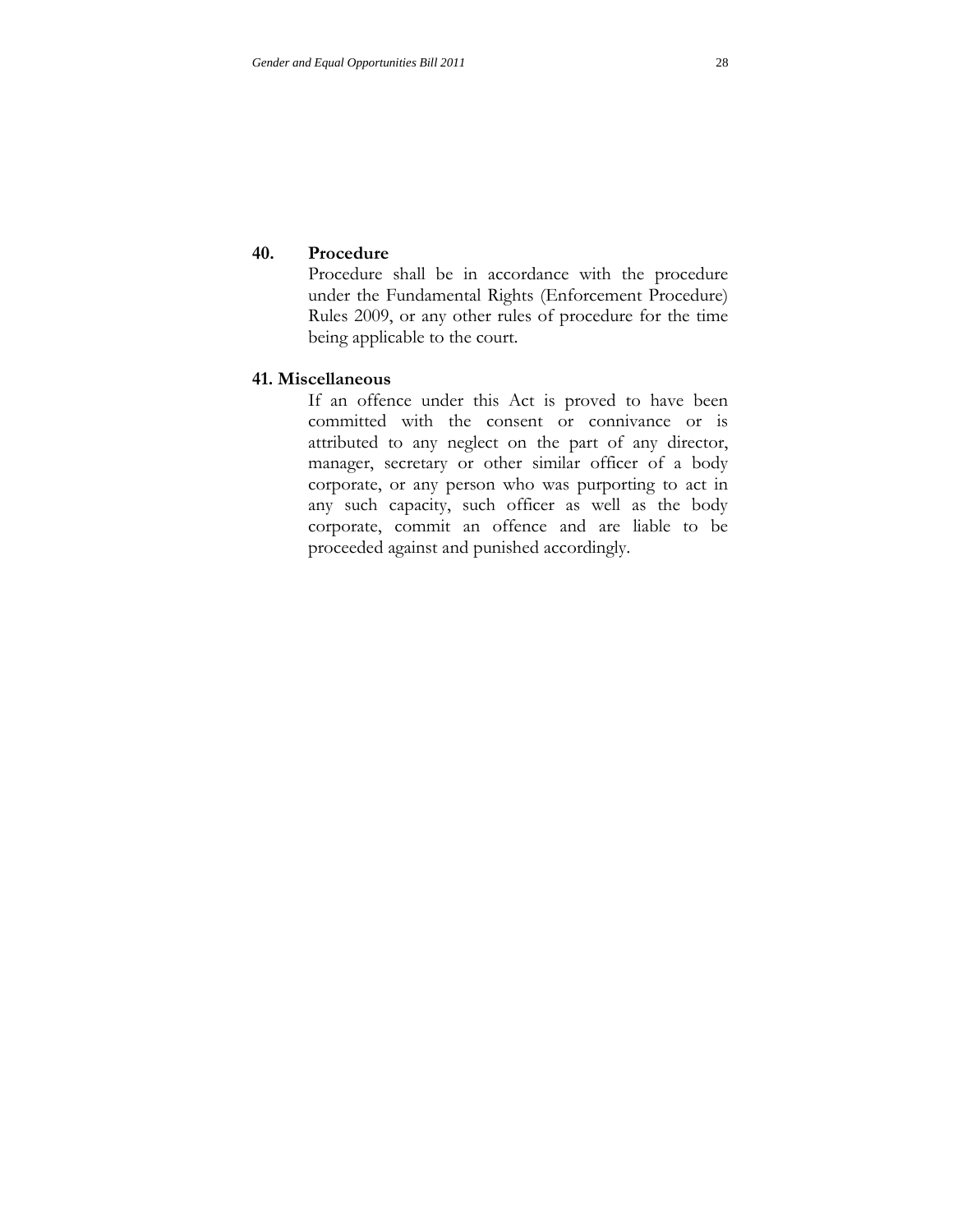**40. Procedure**

Procedure shall be in accordance with the procedure under the Fundamental Rights (Enforcement Procedure) Rules 2009, or any other rules of procedure for the time being applicable to the court.

**41. Miscellaneous**

If an offence under this Act is proved to have been committed with the consent or connivance or is attributed to any neglect on the part of any director, manager, secretary or other similar officer of a body corporate, or any person who was purporting to act in any such capacity, such officer as well as the body corporate, commit an offence and are liable to be proceeded against and punished accordingly.